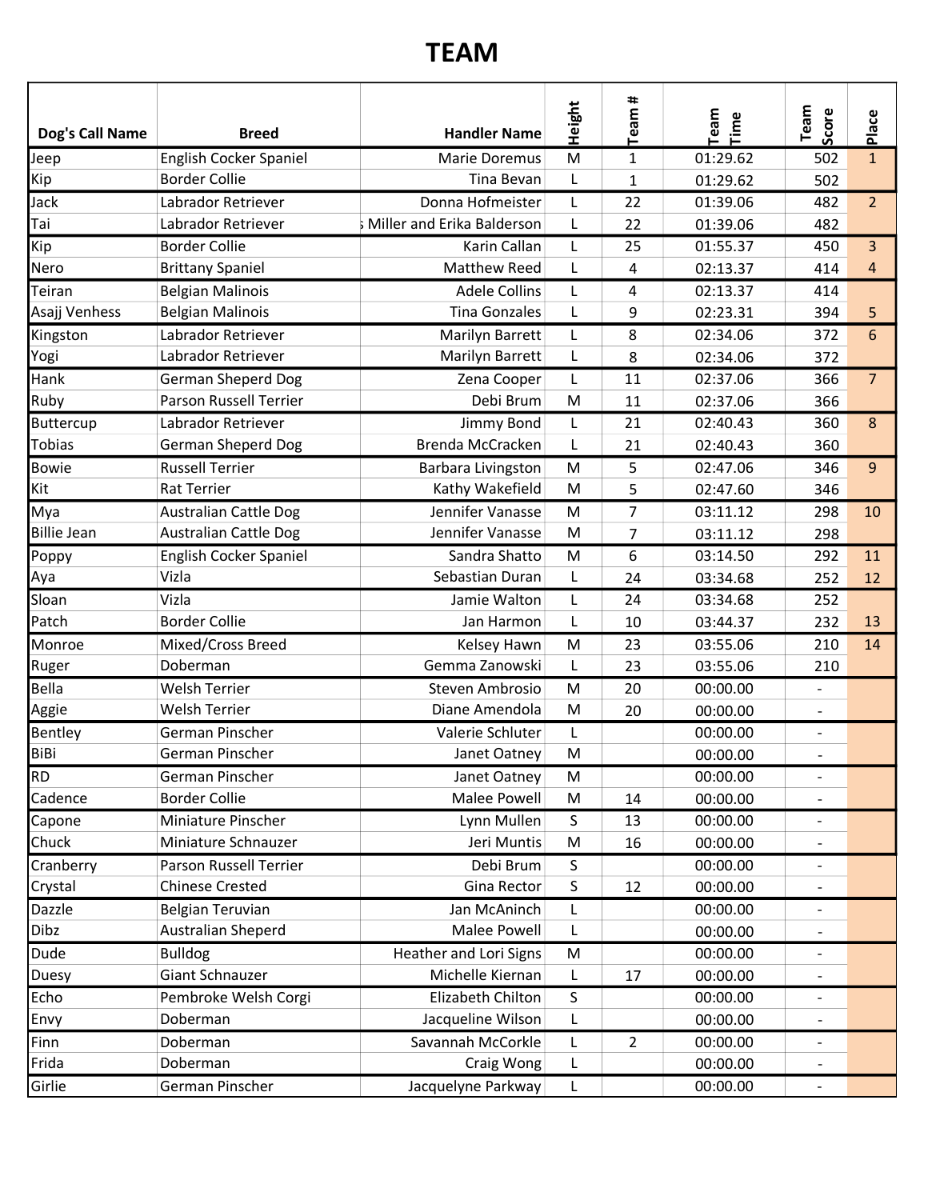# TEAM

| Dog's Call Name | Breed | Handler Name | Height | Team # | Team Time | Team Score | Place |
|---|---|---|---|---|---|---|---|
| Jeep | English Cocker Spaniel | Marie Doremus | M | 1 | 01:29.62 | 502 | 1 |
| Kip | Border Collie | Tina Bevan | L | 1 | 01:29.62 | 502 | |
| Jack | Labrador Retriever | Donna Hofmeister | L | 22 | 01:39.06 | 482 | 2 |
| Tai | Labrador Retriever | s Miller and Erika Balderson | L | 22 | 01:39.06 | 482 | |
| Kip | Border Collie | Karin Callan | L | 25 | 01:55.37 | 450 | 3 |
| Nero | Brittany Spaniel | Matthew Reed | L | 4 | 02:13.37 | 414 | 4 |
| Teiran | Belgian Malinois | Adele Collins | L | 4 | 02:13.37 | 414 | |
| Asajj Venhess | Belgian Malinois | Tina Gonzales | L | 9 | 02:23.31 | 394 | 5 |
| Kingston | Labrador Retriever | Marilyn Barrett | L | 8 | 02:34.06 | 372 | 6 |
| Yogi | Labrador Retriever | Marilyn Barrett | L | 8 | 02:34.06 | 372 | |
| Hank | German Sheperd Dog | Zena Cooper | L | 11 | 02:37.06 | 366 | 7 |
| Ruby | Parson Russell Terrier | Debi Brum | M | 11 | 02:37.06 | 366 | |
| Buttercup | Labrador Retriever | Jimmy Bond | L | 21 | 02:40.43 | 360 | 8 |
| Tobias | German Sheperd Dog | Brenda McCracken | L | 21 | 02:40.43 | 360 | |
| Bowie | Russell Terrier | Barbara Livingston | M | 5 | 02:47.06 | 346 | 9 |
| Kit | Rat Terrier | Kathy Wakefield | M | 5 | 02:47.60 | 346 | |
| Mya | Australian Cattle Dog | Jennifer Vanasse | M | 7 | 03:11.12 | 298 | 10 |
| Billie Jean | Australian Cattle Dog | Jennifer Vanasse | M | 7 | 03:11.12 | 298 | |
| Poppy | English Cocker Spaniel | Sandra Shatto | M | 6 | 03:14.50 | 292 | 11 |
| Aya | Vizla | Sebastian Duran | L | 24 | 03:34.68 | 252 | 12 |
| Sloan | Vizla | Jamie Walton | L | 24 | 03:34.68 | 252 | |
| Patch | Border Collie | Jan Harmon | L | 10 | 03:44.37 | 232 | 13 |
| Monroe | Mixed/Cross Breed | Kelsey Hawn | M | 23 | 03:55.06 | 210 | 14 |
| Ruger | Doberman | Gemma Zanowski | L | 23 | 03:55.06 | 210 | |
| Bella | Welsh Terrier | Steven Ambrosio | M | 20 | 00:00.00 | - | |
| Aggie | Welsh Terrier | Diane Amendola | M | 20 | 00:00.00 | - | |
| Bentley | German Pinscher | Valerie Schluter | L | | 00:00.00 | - | |
| BiBi | German Pinscher | Janet Oatney | M | | 00:00.00 | - | |
| RD | German Pinscher | Janet Oatney | M | | 00:00.00 | - | |
| Cadence | Border Collie | Malee Powell | M | 14 | 00:00.00 | - | |
| Capone | Miniature Pinscher | Lynn Mullen | S | 13 | 00:00.00 | - | |
| Chuck | Miniature Schnauzer | Jeri Muntis | M | 16 | 00:00.00 | - | |
| Cranberry | Parson Russell Terrier | Debi Brum | S | | 00:00.00 | - | |
| Crystal | Chinese Crested | Gina Rector | S | 12 | 00:00.00 | - | |
| Dazzle | Belgian Teruvian | Jan McAninch | L | | 00:00.00 | - | |
| Dibz | Australian Sheperd | Malee Powell | L | | 00:00.00 | - | |
| Dude | Bulldog | Heather and Lori Signs | M | | 00:00.00 | - | |
| Duesy | Giant Schnauzer | Michelle Kiernan | L | 17 | 00:00.00 | - | |
| Echo | Pembroke Welsh Corgi | Elizabeth Chilton | S | | 00:00.00 | - | |
| Envy | Doberman | Jacqueline Wilson | L | | 00:00.00 | - | |
| Finn | Doberman | Savannah McCorkle | L | 2 | 00:00.00 | - | |
| Frida | Doberman | Craig Wong | L | | 00:00.00 | - | |
| Girlie | German Pinscher | Jacquelyne Parkway | L | | 00:00.00 | - | |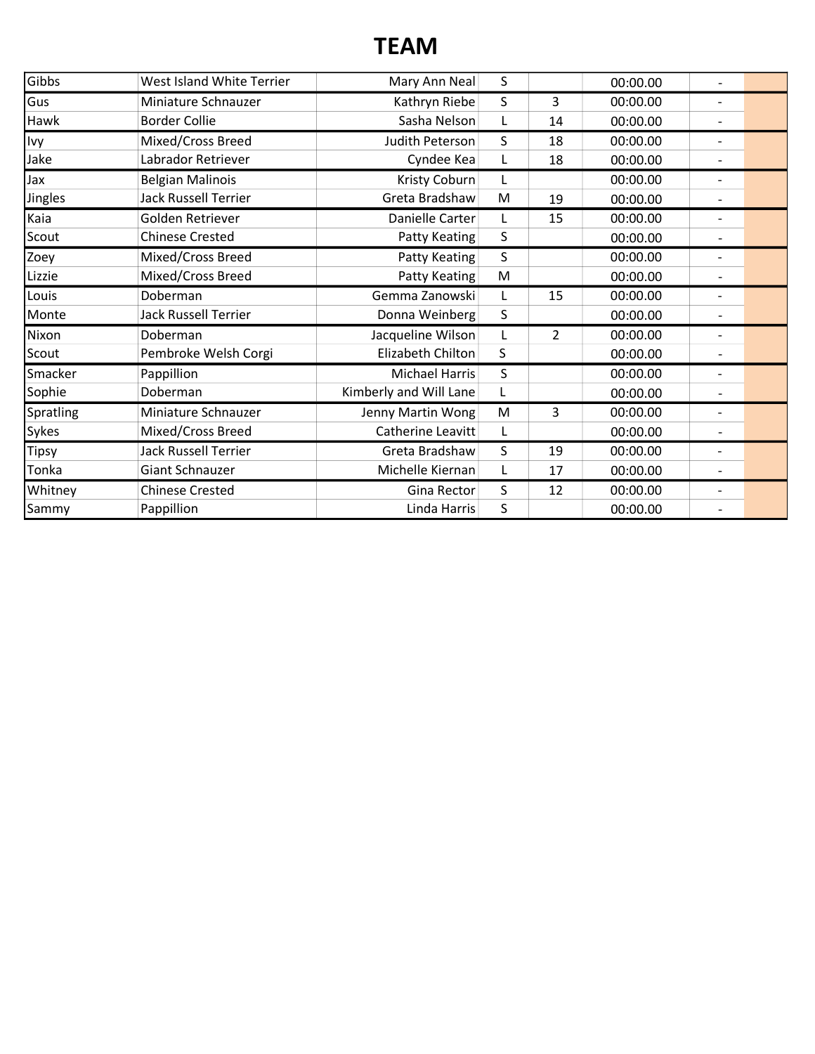# TEAM

| | | | | | | | |
|---|---|---|---|---|---|---|---|
| Gibbs | West Island White Terrier | Mary Ann Neal | S | | 00:00.00 | - | |
| Gus | Miniature Schnauzer | Kathryn Riebe | S | 3 | 00:00.00 | - | |
| Hawk | Border Collie | Sasha Nelson | L | 14 | 00:00.00 | - | |
| Ivy | Mixed/Cross Breed | Judith Peterson | S | 18 | 00:00.00 | - | |
| Jake | Labrador Retriever | Cyndee Kea | L | 18 | 00:00.00 | - | |
| Jax | Belgian Malinois | Kristy Coburn | L | | 00:00.00 | - | |
| Jingles | Jack Russell Terrier | Greta Bradshaw | M | 19 | 00:00.00 | - | |
| Kaia | Golden Retriever | Danielle Carter | L | 15 | 00:00.00 | - | |
| Scout | Chinese Crested | Patty Keating | S | | 00:00.00 | - | |
| Zoey | Mixed/Cross Breed | Patty Keating | S | | 00:00.00 | - | |
| Lizzie | Mixed/Cross Breed | Patty Keating | M | | 00:00.00 | - | |
| Louis | Doberman | Gemma Zanowski | L | 15 | 00:00.00 | - | |
| Monte | Jack Russell Terrier | Donna Weinberg | S | | 00:00.00 | - | |
| Nixon | Doberman | Jacqueline Wilson | L | 2 | 00:00.00 | - | |
| Scout | Pembroke Welsh Corgi | Elizabeth Chilton | S | | 00:00.00 | - | |
| Smacker | Pappillion | Michael Harris | S | | 00:00.00 | - | |
| Sophie | Doberman | Kimberly and Will Lane | L | | 00:00.00 | - | |
| Spratling | Miniature Schnauzer | Jenny Martin Wong | M | 3 | 00:00.00 | - | |
| Sykes | Mixed/Cross Breed | Catherine Leavitt | L | | 00:00.00 | - | |
| Tipsy | Jack Russell Terrier | Greta Bradshaw | S | 19 | 00:00.00 | - | |
| Tonka | Giant Schnauzer | Michelle Kiernan | L | 17 | 00:00.00 | - | |
| Whitney | Chinese Crested | Gina Rector | S | 12 | 00:00.00 | - | |
| Sammy | Pappillion | Linda Harris | S | | 00:00.00 | - | |